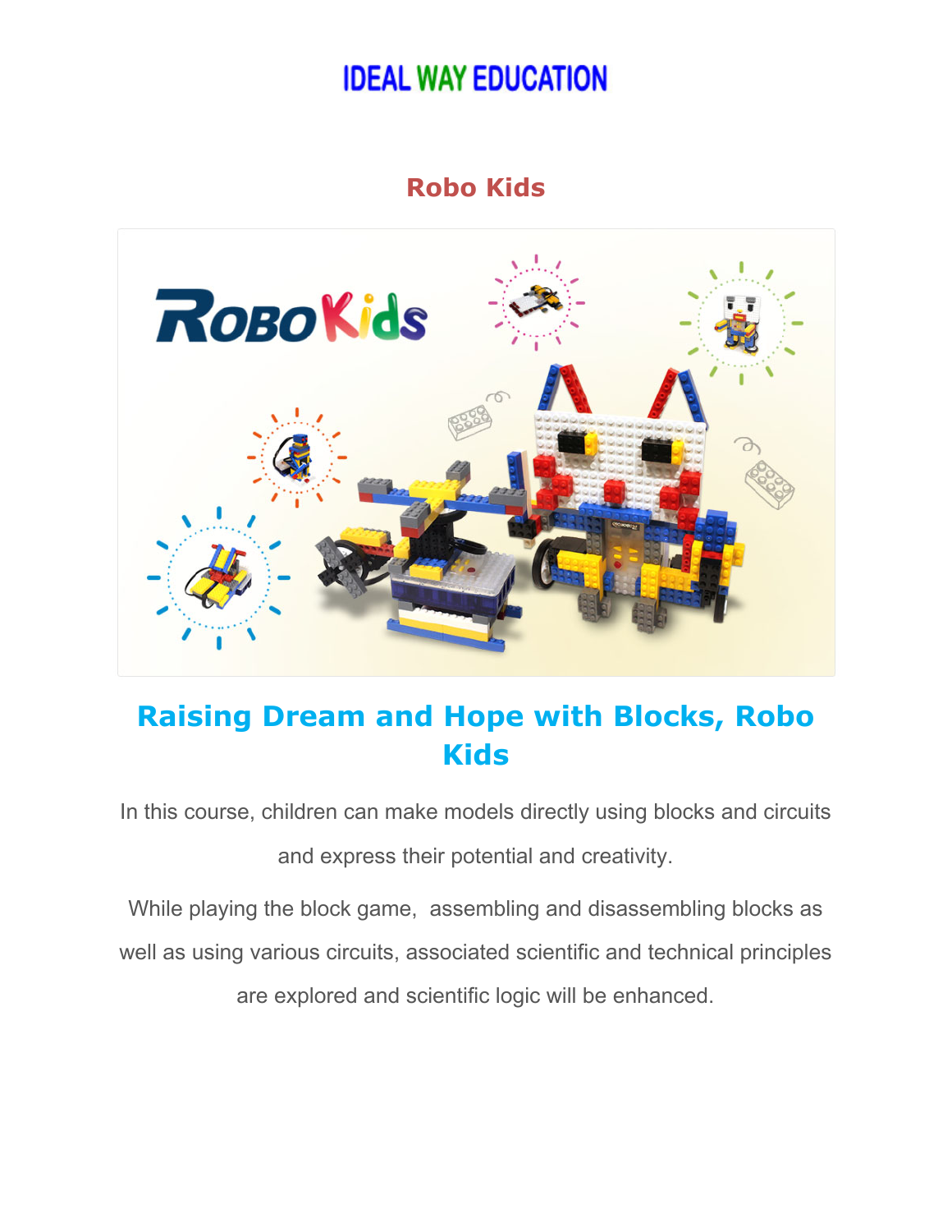# IDEAL WAY EDUCATION

## Robo Kids

## Raising Dream and Hope with Blocks, Robo Kids

In this course, children can make models directly using blocks and circuits and express their potential and creativity.

While playing the block game, assembling and disassembling blocks as well as using various circuits, associated scientific and technical principles are explored and scientific logic will be enhanced.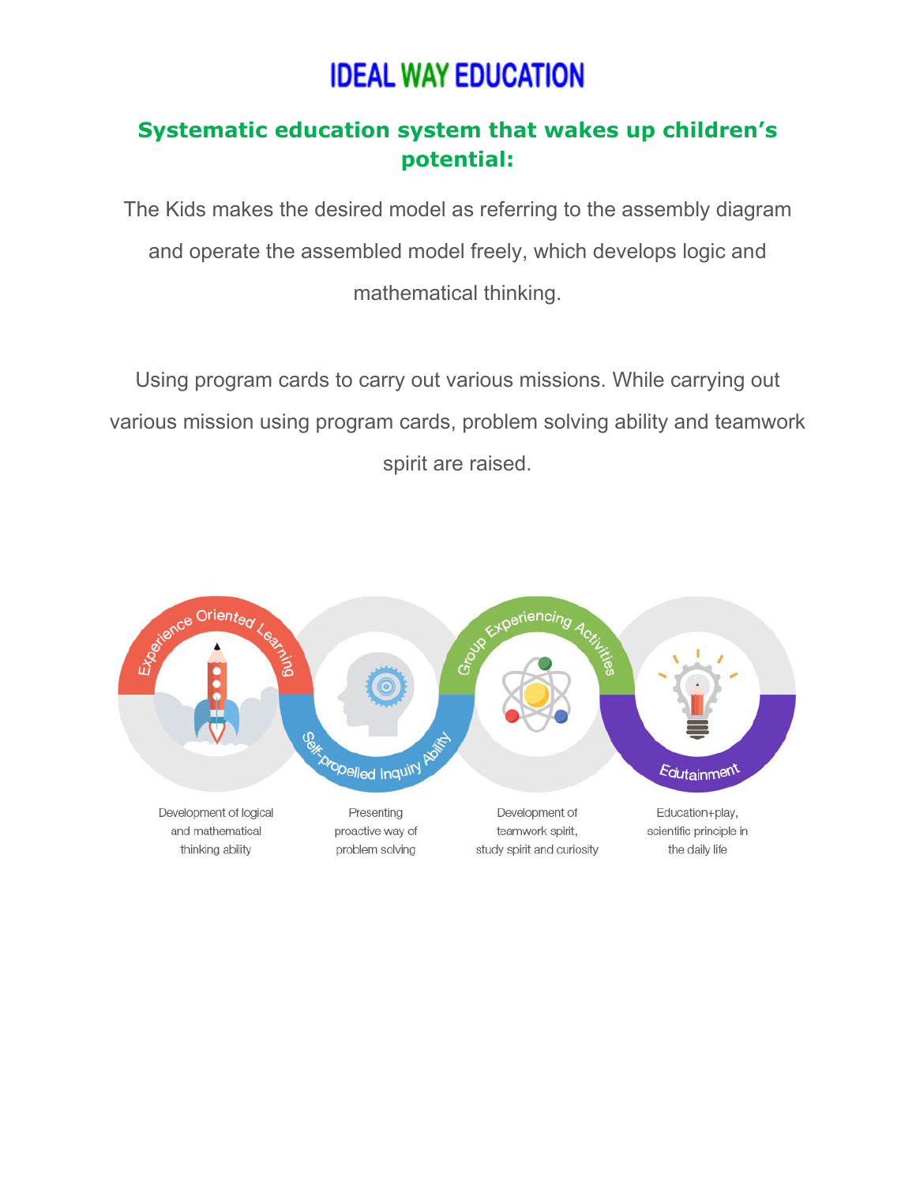# IDEAL WAY EDUCATION

## Systematic education system that wakes up children's potential:

The Kids makes the desired model as referring to the assembly diagram and operate the assembled model freely, which develops logic and mathematical thinking.

Using program cards to carry out various missions. While carrying out various mission using program cards, problem solving ability and teamwork spirit are raised.

**Experience Oriented Learning**

Development of logical and mathematical thinking ability

**Self-propelled Inquiry Ability**

Presenting proactive way of problem solving

**Group Experiencing Activities**

Development of teamwork spirit, study spirit and curiosity

**Edutainment**

Education+play, scientific principle in the daily life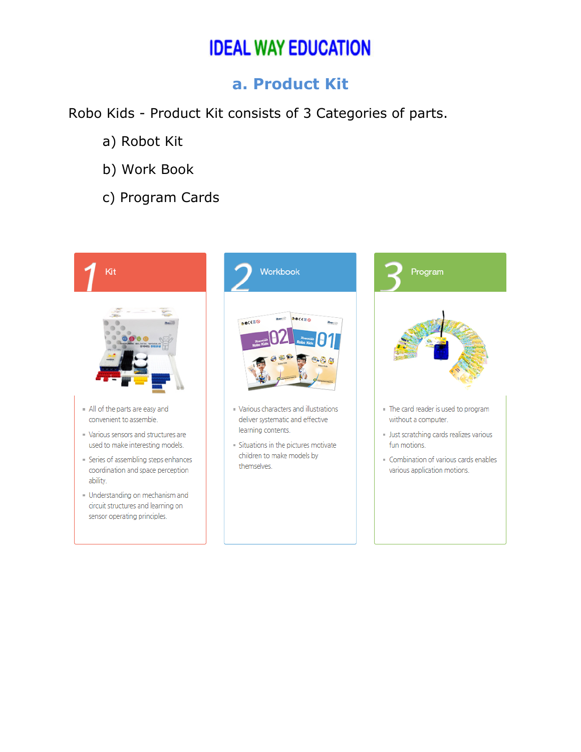# IDEAL WAY EDUCATION

## a. Product Kit

Robo Kids - Product Kit consists of 3 Categories of parts.

a) Robot Kit

b) Work Book

c) Program Cards

### 1 Kit

- All of the parts are easy and convenient to assemble.
- Various sensors and structures are used to make interesting models.
- Series of assembling steps enhances coordination and space perception ability.
- Understanding on mechanism and circuit structures and learning on sensor operating principles.

### 2 Workbook

- Various characters and illustrations deliver systematic and effective learning contents.
- Situations in the pictures motivate children to make models by themselves.

### 3 Program

- The card reader is used to program without a computer.
- Just scratching cards realizes various fun motions.
- Combination of various cards enables various application motions.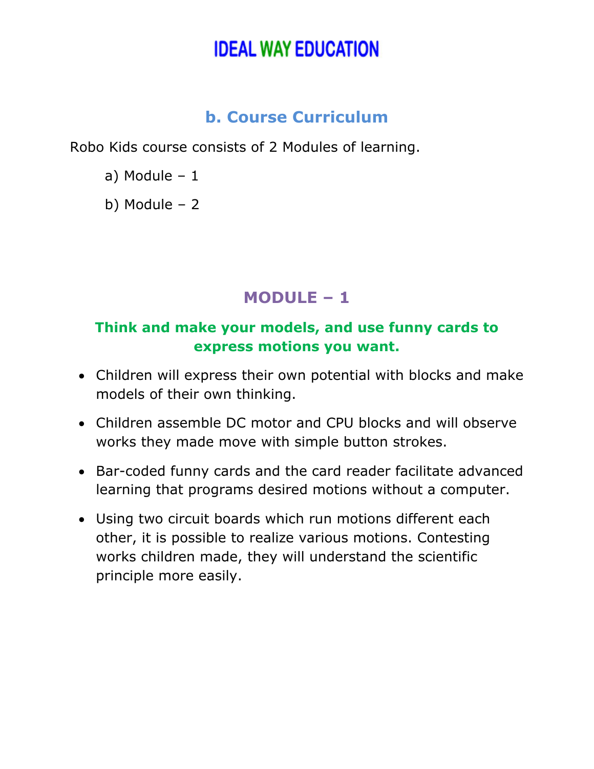## b. Course Curriculum

Robo Kids course consists of 2 Modules of learning.

a) Module – 1

b) Module – 2

## MODULE – 1

**Think and make your models, and use funny cards to express motions you want.**

- Children will express their own potential with blocks and make models of their own thinking.
- Children assemble DC motor and CPU blocks and will observe works they made move with simple button strokes.
- Bar-coded funny cards and the card reader facilitate advanced learning that programs desired motions without a computer.
- Using two circuit boards which run motions different each other, it is possible to realize various motions. Contesting works children made, they will understand the scientific principle more easily.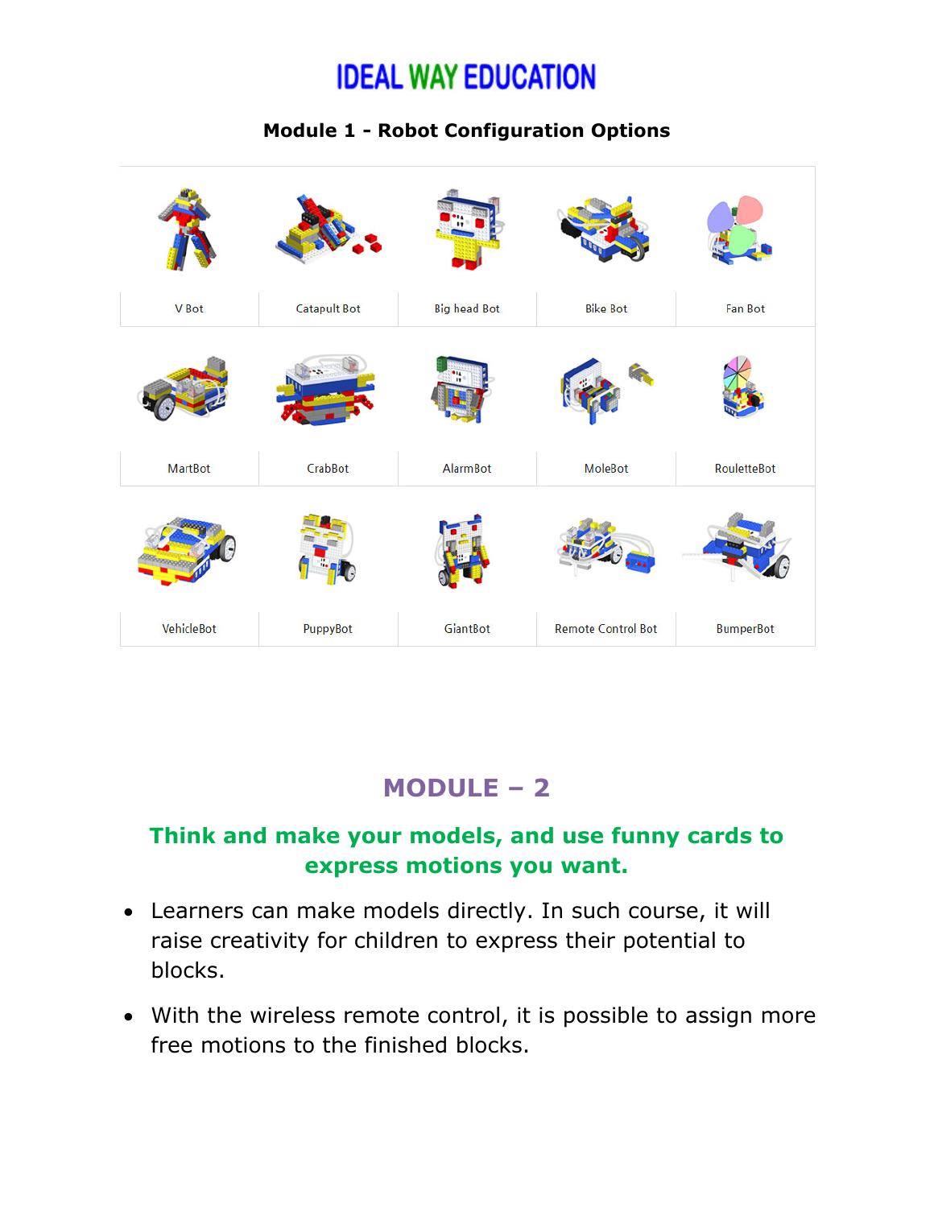# IDEAL WAY EDUCATION

**Module 1 - Robot Configuration Options**

| | | | | |
|---|---|---|---|---|
| V Bot | Catapult Bot | Big head Bot | Bike Bot | Fan Bot |
| MartBot | CrabBot | AlarmBot | MoleBot | RouletteBot |
| VehicleBot | PuppyBot | GiantBot | Remote Control Bot | BumperBot |

## MODULE – 2

### Think and make your models, and use funny cards to express motions you want.

- Learners can make models directly. In such course, it will raise creativity for children to express their potential to blocks.
- With the wireless remote control, it is possible to assign more free motions to the finished blocks.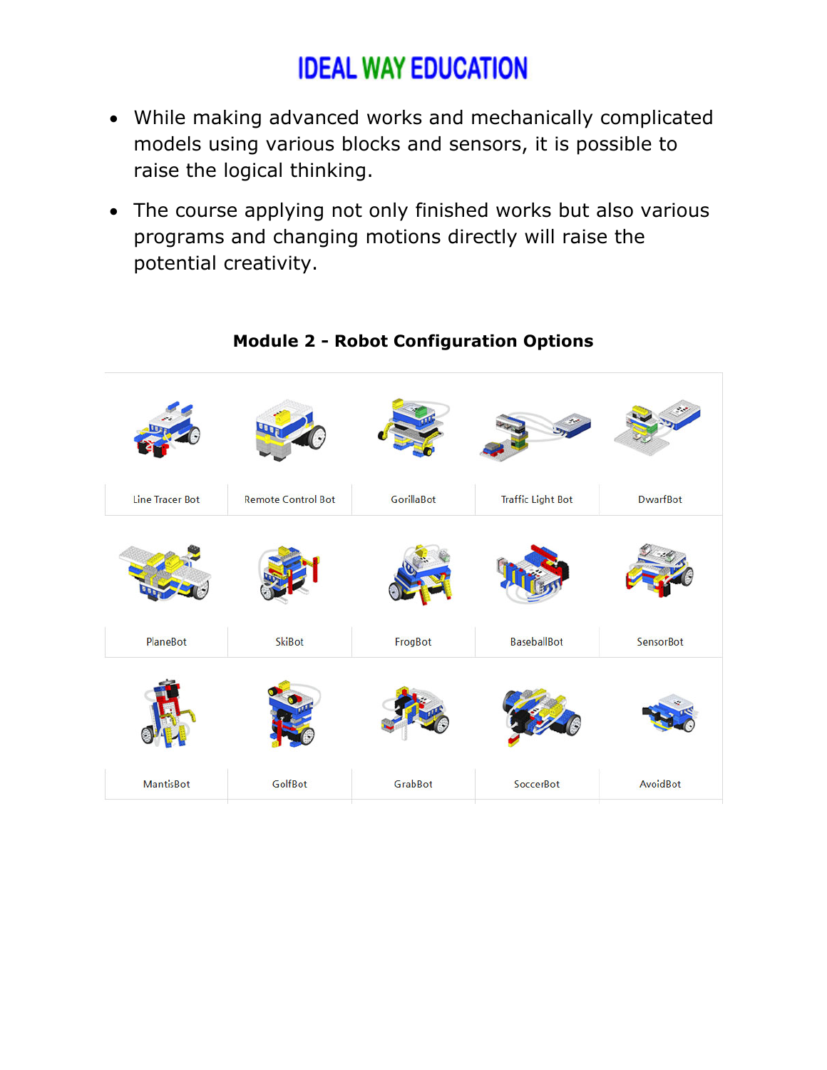# IDEAL WAY EDUCATION

- While making advanced works and mechanically complicated models using various blocks and sensors, it is possible to raise the logical thinking.
- The course applying not only finished works but also various programs and changing motions directly will raise the potential creativity.

**Module 2 - Robot Configuration Options**

| | | | | |
|---|---|---|---|---|
| Line Tracer Bot | Remote Control Bot | GorillaBot | Traffic Light Bot | DwarfBot |
| PlaneBot | SkiBot | FrogBot | BaseballBot | SensorBot |
| MantisBot | GolfBot | GrabBot | SoccerBot | AvoidBot |